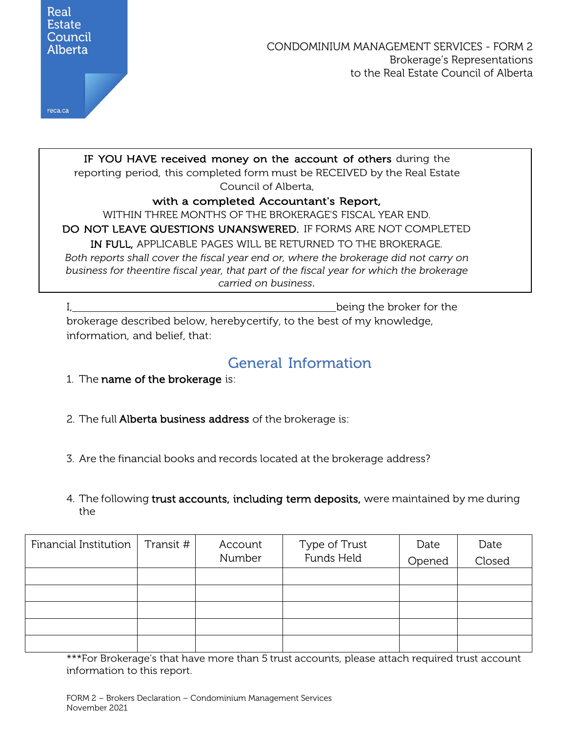Real Estate Council Alberta

reca.ca

CONDOMINIUM MANAGEMENT SERVICES - FORM 2
Brokerage's Representations
to the Real Estate Council of Alberta

**IF YOU HAVE received money on the account of others** during the reporting period, this completed form must be RECEIVED by the Real Estate Council of Alberta,

**with a completed Accountant's Report,**

WITHIN THREE MONTHS OF THE BROKERAGE'S FISCAL YEAR END.

**DO NOT LEAVE QUESTIONS UNANSWERED.** IF FORMS ARE NOT COMPLETED **IN FULL,** APPLICABLE PAGES WILL BE RETURNED TO THE BROKERAGE.

*Both reports shall cover the fiscal year end or, where the brokerage did not carry on business for theentire fiscal year, that part of the fiscal year for which the brokerage carried on business.*

I,\_\_\_\_\_\_\_\_\_\_\_\_\_\_\_\_\_\_\_\_\_\_\_\_\_\_\_\_\_\_\_\_\_\_\_\_\_\_\_\_being the broker for the brokerage described below, herebycertify, to the best of my knowledge, information, and belief, that:

## General Information

1. The **name of the brokerage** is:

2. The full **Alberta business address** of the brokerage is:

3. Are the financial books and records located at the brokerage address?

4. The following **trust accounts, including term deposits,** were maintained by me during the

| Financial Institution | Transit # | Account Number | Type of Trust Funds Held | Date Opened | Date Closed |
|---|---|---|---|---|---|
| | | | | | |
| | | | | | |
| | | | | | |
| | | | | | |
| | | | | | |

***For Brokerage's that have more than 5 trust accounts, please attach required trust account information to this report.

FORM 2 – Brokers Declaration – Condominium Management Services
November 2021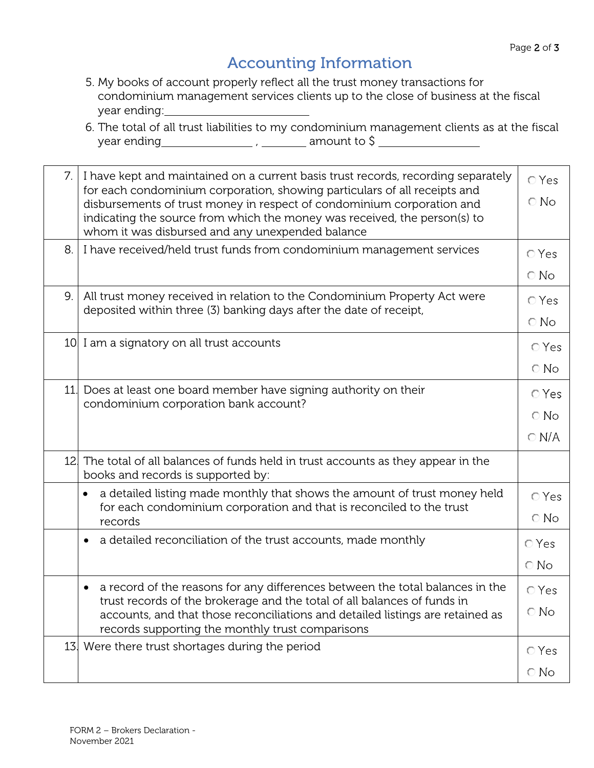## Accounting Information

5. My books of account properly reflect all the trust money transactions for condominium management services clients up to the close of business at the fiscal year ending:\_\_\_\_\_\_\_\_\_\_\_\_\_\_\_\_\_\_\_\_\_\_\_\_
6. The total of all trust liabilities to my condominium management clients as at the fiscal year ending\_\_\_\_\_\_\_\_\_\_\_\_\_\_\_\_ , \_\_\_\_\_\_\_\_ amount to $ \_\_\_\_\_\_\_\_\_\_\_\_\_\_\_\_\_\_

| | | |
|---|---|---|
| 7. | I have kept and maintained on a current basis trust records, recording separately for each condominium corporation, showing particulars of all receipts and disbursements of trust money in respect of condominium corporation and indicating the source from which the money was received, the person(s) to whom it was disbursed and any unexpended balance | ○ Yes ○ No |
| 8. | I have received/held trust funds from condominium management services | ○ Yes ○ No |
| 9. | All trust money received in relation to the Condominium Property Act were deposited within three (3) banking days after the date of receipt, | ○ Yes ○ No |
| 10 | I am a signatory on all trust accounts | ○ Yes ○ No |
| 11. | Does at least one board member have signing authority on their condominium corporation bank account? | ○ Yes ○ No ○ N/A |
| 12. | The total of all balances of funds held in trust accounts as they appear in the books and records is supported by: | |
| | • a detailed listing made monthly that shows the amount of trust money held for each condominium corporation and that is reconciled to the trust records | ○ Yes ○ No |
| | • a detailed reconciliation of the trust accounts, made monthly | ○ Yes ○ No |
| | • a record of the reasons for any differences between the total balances in the trust records of the brokerage and the total of all balances of funds in accounts, and that those reconciliations and detailed listings are retained as records supporting the monthly trust comparisons | ○ Yes ○ No |
| 13. | Were there trust shortages during the period | ○ Yes ○ No |

FORM 2 – Brokers Declaration - November 2021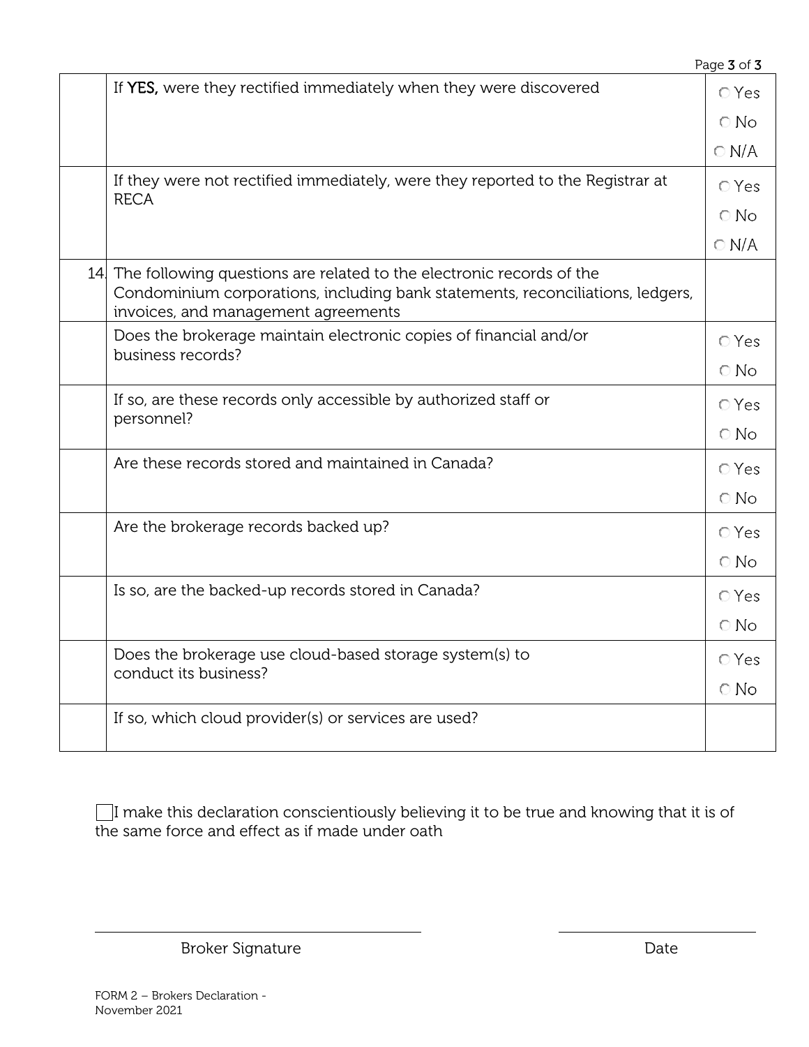| | | |
|---|---|---|
| | If **YES,** were they rectified immediately when they were discovered | ○ Yes<br>○ No<br>○ N/A |
| | If they were not rectified immediately, were they reported to the Registrar at RECA | ○ Yes<br>○ No<br>○ N/A |
| 14. | The following questions are related to the electronic records of the Condominium corporations, including bank statements, reconciliations, ledgers, invoices, and management agreements | |
| | Does the brokerage maintain electronic copies of financial and/or business records? | ○ Yes<br>○ No |
| | If so, are these records only accessible by authorized staff or personnel? | ○ Yes<br>○ No |
| | Are these records stored and maintained in Canada? | ○ Yes<br>○ No |
| | Are the brokerage records backed up? | ○ Yes<br>○ No |
| | Is so, are the backed-up records stored in Canada? | ○ Yes<br>○ No |
| | Does the brokerage use cloud-based storage system(s) to conduct its business? | ○ Yes<br>○ No |
| | If so, which cloud provider(s) or services are used? | |

☐ I make this declaration conscientiously believing it to be true and knowing that it is of the same force and effect as if made under oath

Broker Signature

Date

FORM 2 – Brokers Declaration - November 2021